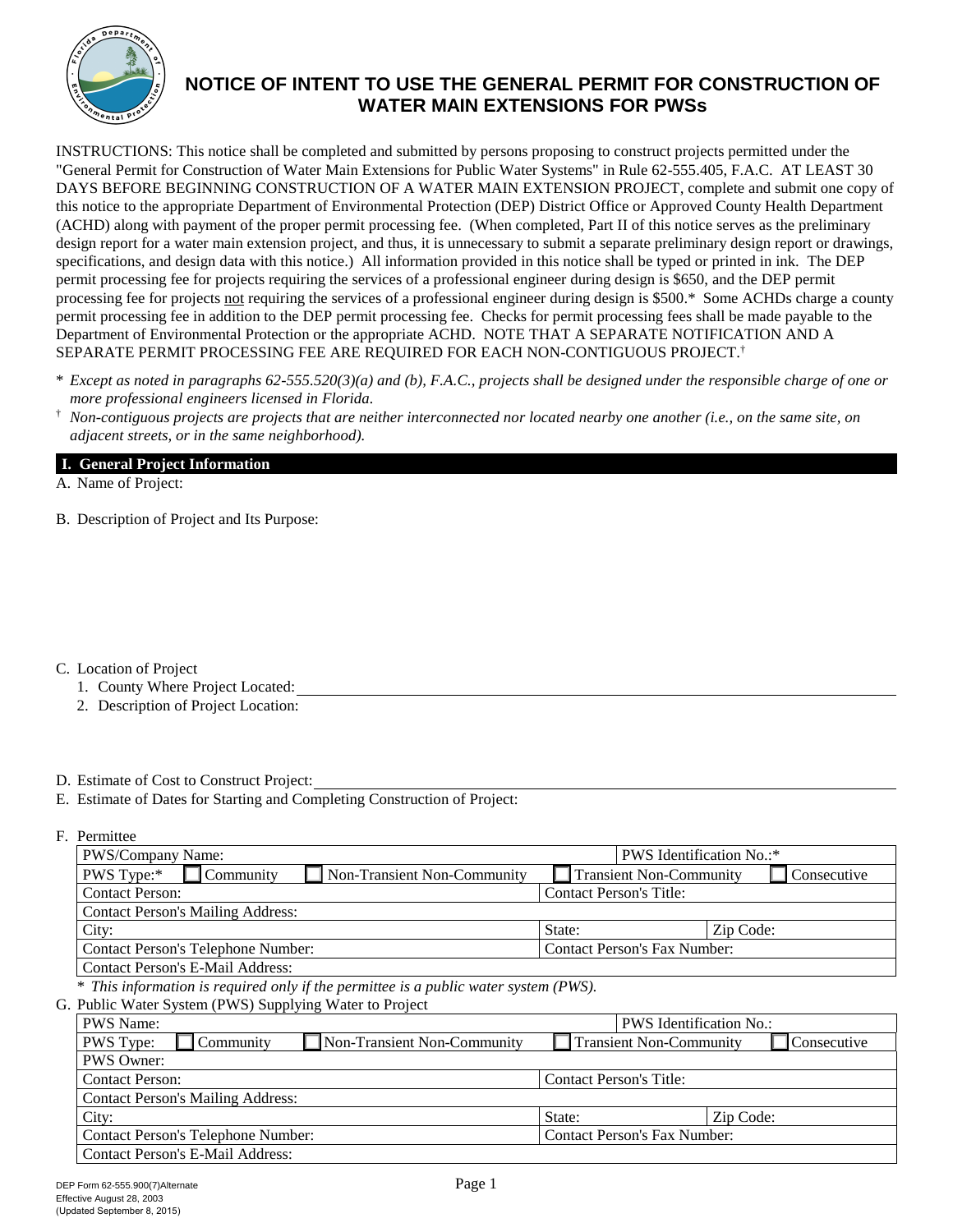# NOTICE OF INTENT TO USE THE GENERAL PERMIT FOR CONSTRUCTION OF WATER MAIN EXTENSIONS FOR PWSs

INSTRUCTIONS: This notice shall be completed and submitted by persons proposing to construct projects permitted under the "General Permit for Construction of Water Main Extensions for Public Water Systems" in Rule 62-555.405, F.A.C. AT LEAST 30 DAYS BEFORE BEGINNING CONSTRUCTION OF A WATER MAIN EXTENSION PROJECT, complete and submit one copy of this notice to the appropriate Department of Environmental Protection (DEP) District Office or Approved County Health Department (ACHD) along with payment of the proper permit processing fee. (When completed, Part II of this notice serves as the preliminary design report for a water main extension project, and thus, it is unnecessary to submit a separate preliminary design report or drawings, specifications, and design data with this notice.) All information provided in this notice shall be typed or printed in ink. The DEP permit processing fee for projects requiring the services of a professional engineer during design is $650, and the DEP permit processing fee for projects not requiring the services of a professional engineer during design is $500.* Some ACHDs charge a county permit processing fee in addition to the DEP permit processing fee. Checks for permit processing fees shall be made payable to the Department of Environmental Protection or the appropriate ACHD. NOTE THAT A SEPARATE NOTIFICATION AND A SEPARATE PERMIT PROCESSING FEE ARE REQUIRED FOR EACH NON-CONTIGUOUS PROJECT.†

\* *Except as noted in paragraphs 62-555.520(3)(a) and (b), F.A.C., projects shall be designed under the responsible charge of one or more professional engineers licensed in Florida.*

† *Non-contiguous projects are projects that are neither interconnected nor located nearby one another (i.e., on the same site, on adjacent streets, or in the same neighborhood).*

## I. General Project Information

A. Name of Project:

B. Description of Project and Its Purpose:

C. Location of Project

1. County Where Project Located: \_\_\_\_\_\_\_\_\_\_
2. Description of Project Location:

D. Estimate of Cost to Construct Project: \_\_\_\_\_\_\_\_\_\_

E. Estimate of Dates for Starting and Completing Construction of Project:

F. Permittee

| PWS/Company Name: | | | PWS Identification No.:* | |
|---|---|---|---|---|
| PWS Type:* ☐ Community | ☐ Non-Transient Non-Community | ☐ Transient Non-Community | | ☐ Consecutive |
| Contact Person: | | Contact Person's Title: | | |
| Contact Person's Mailing Address: | | | | |
| City: | | State: | Zip Code: | |
| Contact Person's Telephone Number: | | Contact Person's Fax Number: | | |
| Contact Person's E-Mail Address: | | | | |

\* *This information is required only if the permittee is a public water system (PWS).*

G. Public Water System (PWS) Supplying Water to Project

| PWS Name: | | | PWS Identification No.: | |
|---|---|---|---|---|
| PWS Type: ☐ Community | ☐ Non-Transient Non-Community | ☐ Transient Non-Community | | ☐ Consecutive |
| PWS Owner: | | | | |
| Contact Person: | | Contact Person's Title: | | |
| Contact Person's Mailing Address: | | | | |
| City: | | State: | Zip Code: | |
| Contact Person's Telephone Number: | | Contact Person's Fax Number: | | |
| Contact Person's E-Mail Address: | | | | |

DEP Form 62-555.900(7)Alternate
Effective August 28, 2003
(Updated September 8, 2015)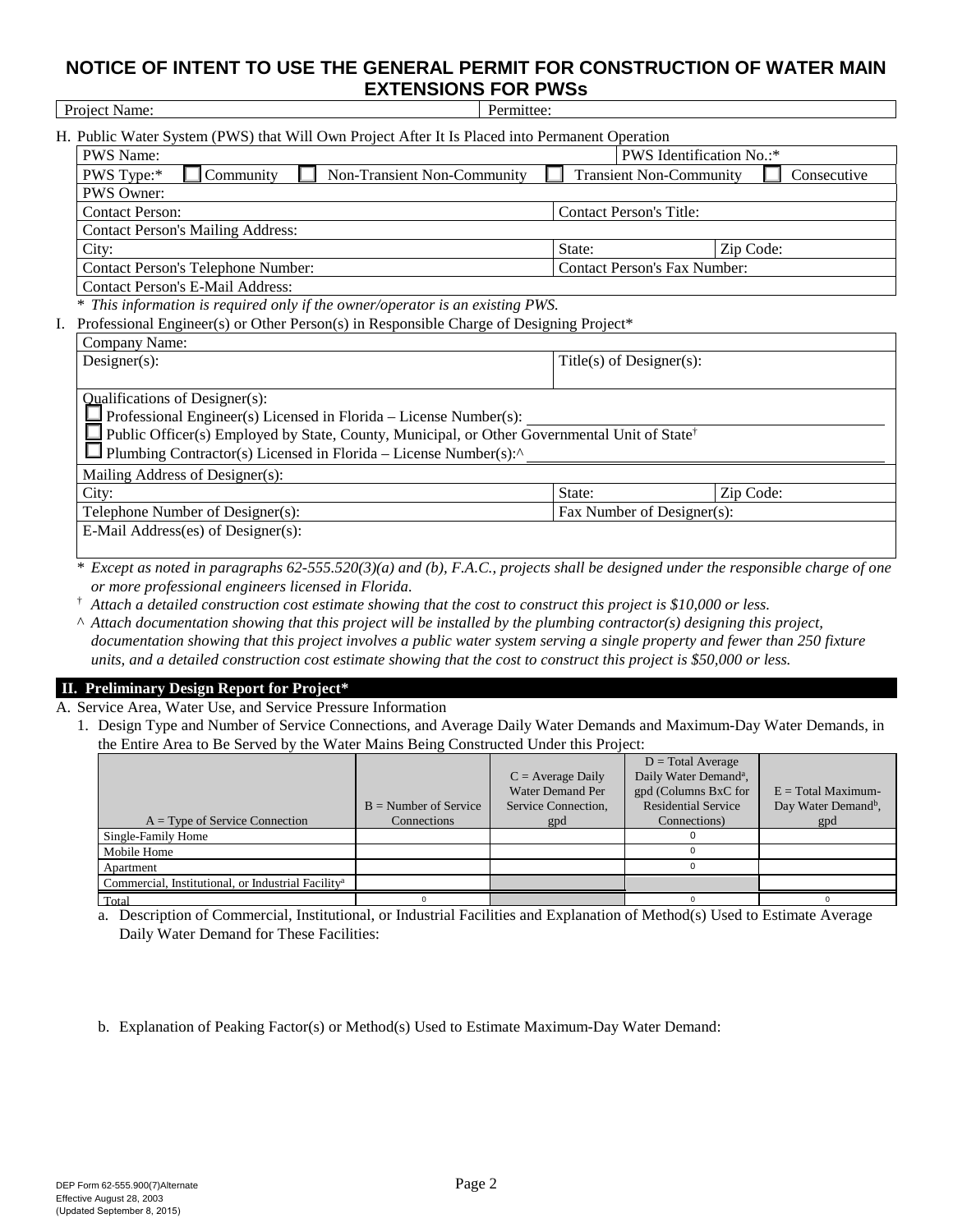# NOTICE OF INTENT TO USE THE GENERAL PERMIT FOR CONSTRUCTION OF WATER MAIN EXTENSIONS FOR PWSs

| Project Name: | Permittee: |
|---|---|

H. Public Water System (PWS) that Will Own Project After It Is Placed into Permanent Operation

| PWS Name: | | PWS Identification No.:* |
|---|---|---|
| PWS Type:* ☐ Community ☐ Non-Transient Non-Community ☐ Transient Non-Community ☐ Consecutive | | |
| PWS Owner: | | |
| Contact Person: | Contact Person's Title: | |
| Contact Person's Mailing Address: | | |
| City: | State: | Zip Code: |
| Contact Person's Telephone Number: | Contact Person's Fax Number: | |
| Contact Person's E-Mail Address: | | |

\* *This information is required only if the owner/operator is an existing PWS.*

I. Professional Engineer(s) or Other Person(s) in Responsible Charge of Designing Project*

| Company Name: | | |
|---|---|---|
| Designer(s): | Title(s) of Designer(s): | |
| Qualifications of Designer(s):<br>☐ Professional Engineer(s) Licensed in Florida – License Number(s): \_\_\_\_\_\_\_\_<br>☐ Public Officer(s) Employed by State, County, Municipal, or Other Governmental Unit of State†<br>☐ Plumbing Contractor(s) Licensed in Florida – License Number(s):^ \_\_\_\_\_\_\_\_ | | |
| Mailing Address of Designer(s): | | |
| City: | State: | Zip Code: |
| Telephone Number of Designer(s): | Fax Number of Designer(s): | |
| E-Mail Address(es) of Designer(s): | | |

\* *Except as noted in paragraphs 62-555.520(3)(a) and (b), F.A.C., projects shall be designed under the responsible charge of one or more professional engineers licensed in Florida.*

† *Attach a detailed construction cost estimate showing that the cost to construct this project is $10,000 or less.*

^ *Attach documentation showing that this project will be installed by the plumbing contractor(s) designing this project, documentation showing that this project involves a public water system serving a single property and fewer than 250 fixture units, and a detailed construction cost estimate showing that the cost to construct this project is $50,000 or less.*

## II. Preliminary Design Report for Project*

A. Service Area, Water Use, and Service Pressure Information

1. Design Type and Number of Service Connections, and Average Daily Water Demands and Maximum-Day Water Demands, in the Entire Area to Be Served by the Water Mains Being Constructed Under this Project:

| A = Type of Service Connection | B = Number of Service Connections | C = Average Daily Water Demand Per Service Connection, gpd | D = Total Average Daily Water Demand[a], gpd (Columns BxC for Residential Service Connections) | E = Total Maximum-Day Water Demand[b], gpd |
|---|---|---|---|---|
| Single-Family Home | | | 0 | |
| Mobile Home | | | 0 | |
| Apartment | | | 0 | |
| Commercial, Institutional, or Industrial Facility[a] | | | | |
| Total | 0 | | 0 | 0 |

a. Description of Commercial, Institutional, or Industrial Facilities and Explanation of Method(s) Used to Estimate Average Daily Water Demand for These Facilities:

b. Explanation of Peaking Factor(s) or Method(s) Used to Estimate Maximum-Day Water Demand: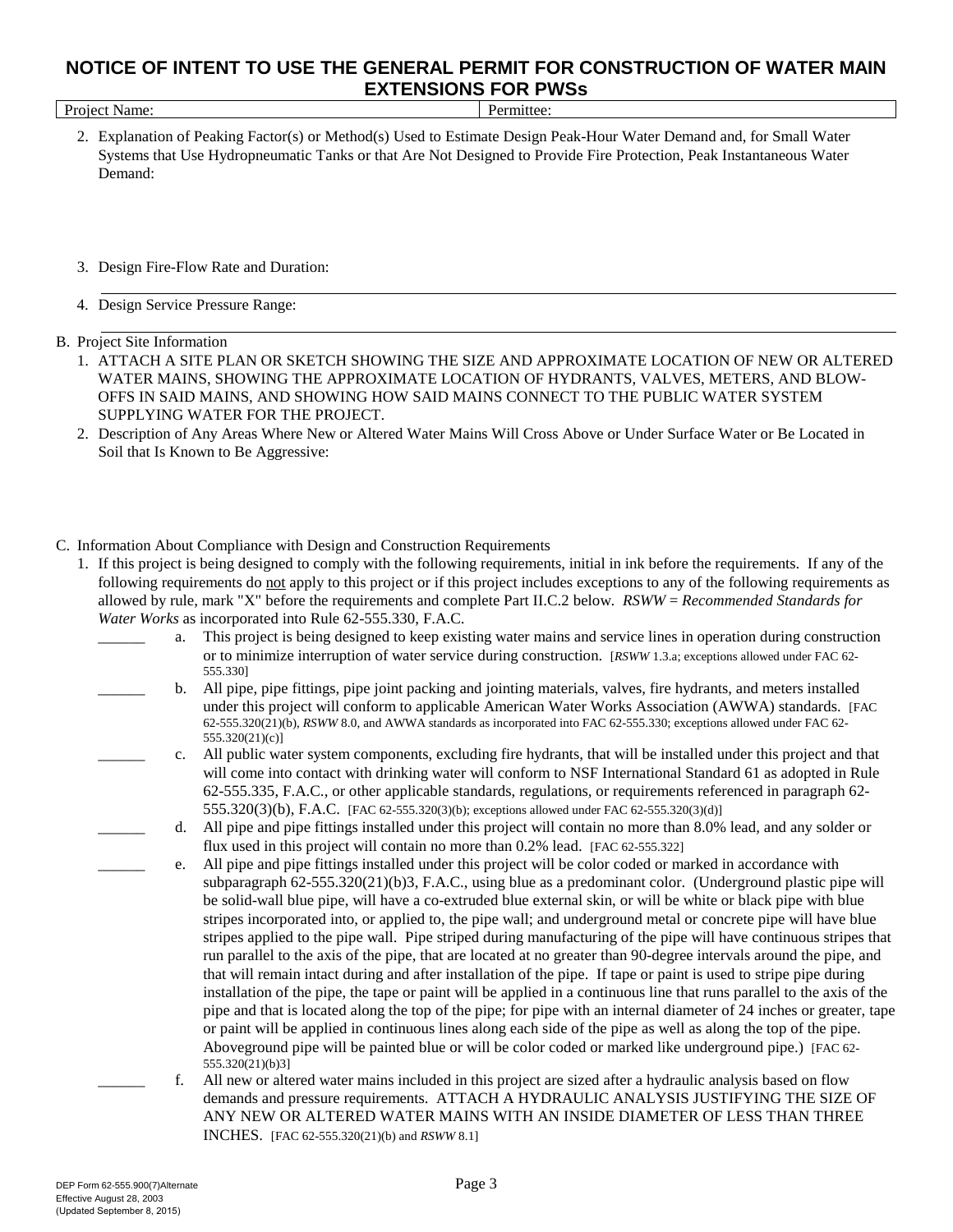# NOTICE OF INTENT TO USE THE GENERAL PERMIT FOR CONSTRUCTION OF WATER MAIN EXTENSIONS FOR PWSs

| Project Name: | Permittee: |
|---|---|

2. Explanation of Peaking Factor(s) or Method(s) Used to Estimate Design Peak-Hour Water Demand and, for Small Water Systems that Use Hydropneumatic Tanks or that Are Not Designed to Provide Fire Protection, Peak Instantaneous Water Demand:

3. Design Fire-Flow Rate and Duration:

4. Design Service Pressure Range:

B. Project Site Information

1. ATTACH A SITE PLAN OR SKETCH SHOWING THE SIZE AND APPROXIMATE LOCATION OF NEW OR ALTERED WATER MAINS, SHOWING THE APPROXIMATE LOCATION OF HYDRANTS, VALVES, METERS, AND BLOW-OFFS IN SAID MAINS, AND SHOWING HOW SAID MAINS CONNECT TO THE PUBLIC WATER SYSTEM SUPPLYING WATER FOR THE PROJECT.
2. Description of Any Areas Where New or Altered Water Mains Will Cross Above or Under Surface Water or Be Located in Soil that Is Known to Be Aggressive:

C. Information About Compliance with Design and Construction Requirements

1. If this project is being designed to comply with the following requirements, initial in ink before the requirements. If any of the following requirements do not apply to this project or if this project includes exceptions to any of the following requirements as allowed by rule, mark "X" before the requirements and complete Part II.C.2 below. *RSWW* = *Recommended Standards for Water Works* as incorporated into Rule 62-555.330, F.A.C.

______ a. This project is being designed to keep existing water mains and service lines in operation during construction or to minimize interruption of water service during construction. [*RSWW* 1.3.a; exceptions allowed under FAC 62-555.330]

______ b. All pipe, pipe fittings, pipe joint packing and jointing materials, valves, fire hydrants, and meters installed under this project will conform to applicable American Water Works Association (AWWA) standards. [FAC 62-555.320(21)(b), *RSWW* 8.0, and AWWA standards as incorporated into FAC 62-555.330; exceptions allowed under FAC 62-555.320(21)(c)]

______ c. All public water system components, excluding fire hydrants, that will be installed under this project and that will come into contact with drinking water will conform to NSF International Standard 61 as adopted in Rule 62-555.335, F.A.C., or other applicable standards, regulations, or requirements referenced in paragraph 62-555.320(3)(b), F.A.C. [FAC 62-555.320(3)(b); exceptions allowed under FAC 62-555.320(3)(d)]

______ d. All pipe and pipe fittings installed under this project will contain no more than 8.0% lead, and any solder or flux used in this project will contain no more than 0.2% lead. [FAC 62-555.322]

______ e. All pipe and pipe fittings installed under this project will be color coded or marked in accordance with subparagraph 62-555.320(21)(b)3, F.A.C., using blue as a predominant color. (Underground plastic pipe will be solid-wall blue pipe, will have a co-extruded blue external skin, or will be white or black pipe with blue stripes incorporated into, or applied to, the pipe wall; and underground metal or concrete pipe will have blue stripes applied to the pipe wall. Pipe striped during manufacturing of the pipe will have continuous stripes that run parallel to the axis of the pipe, that are located at no greater than 90-degree intervals around the pipe, and that will remain intact during and after installation of the pipe. If tape or paint is used to stripe pipe during installation of the pipe, the tape or paint will be applied in a continuous line that runs parallel to the axis of the pipe and that is located along the top of the pipe; for pipe with an internal diameter of 24 inches or greater, tape or paint will be applied in continuous lines along each side of the pipe as well as along the top of the pipe. Aboveground pipe will be painted blue or will be color coded or marked like underground pipe.) [FAC 62-555.320(21)(b)3]

______ f. All new or altered water mains included in this project are sized after a hydraulic analysis based on flow demands and pressure requirements. ATTACH A HYDRAULIC ANALYSIS JUSTIFYING THE SIZE OF ANY NEW OR ALTERED WATER MAINS WITH AN INSIDE DIAMETER OF LESS THAN THREE INCHES. [FAC 62-555.320(21)(b) and *RSWW* 8.1]

DEP Form 62-555.900(7)Alternate
Effective August 28, 2003
(Updated September 8, 2015)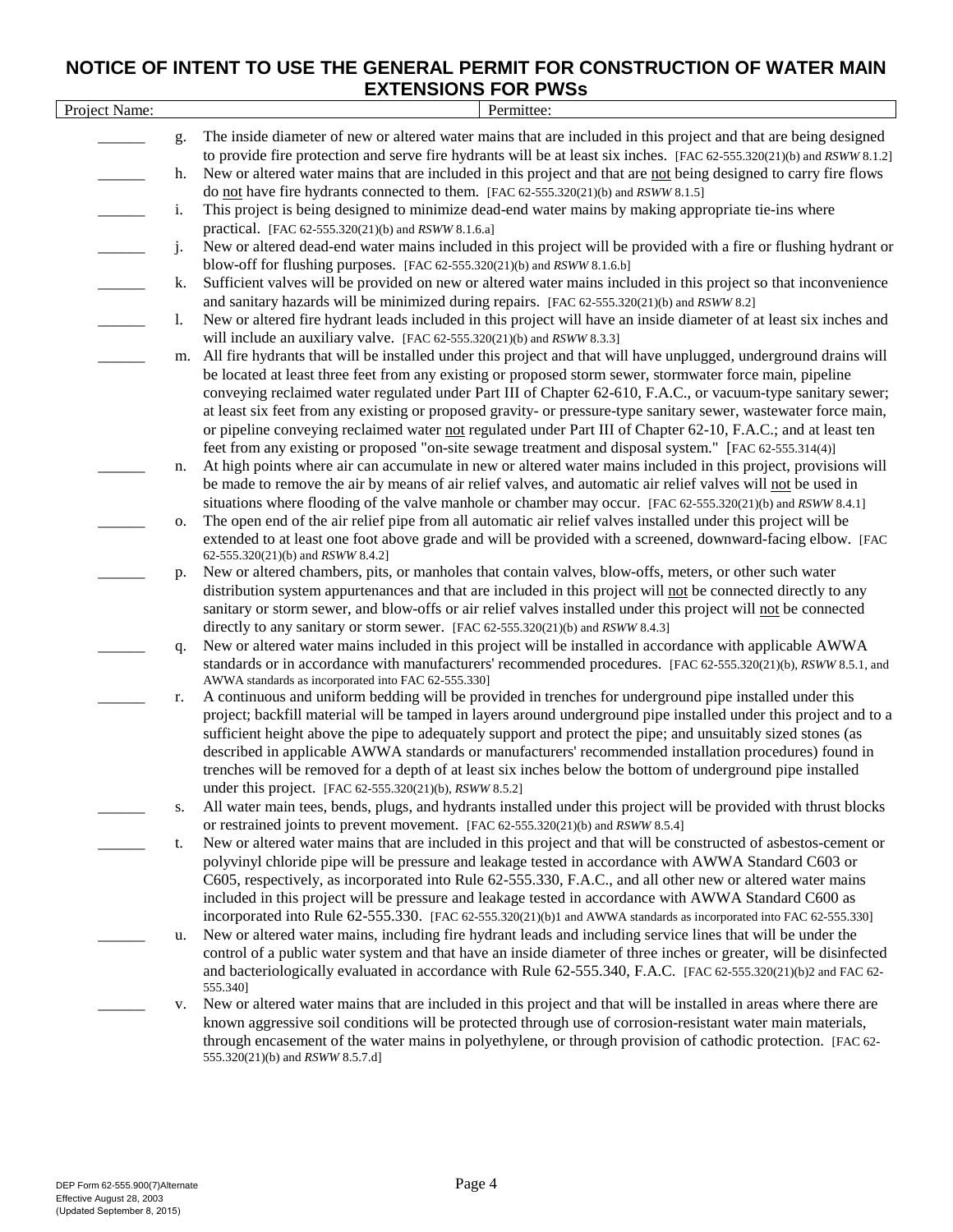## NOTICE OF INTENT TO USE THE GENERAL PERMIT FOR CONSTRUCTION OF WATER MAIN EXTENSIONS FOR PWSs

| Project Name: | Permittee: |
|---|---|

______ g. The inside diameter of new or altered water mains that are included in this project and that are being designed to provide fire protection and serve fire hydrants will be at least six inches. [FAC 62-555.320(21)(b) and *RSWW* 8.1.2]

______ h. New or altered water mains that are included in this project and that are not being designed to carry fire flows do not have fire hydrants connected to them. [FAC 62-555.320(21)(b) and *RSWW* 8.1.5]

______ i. This project is being designed to minimize dead-end water mains by making appropriate tie-ins where practical. [FAC 62-555.320(21)(b) and *RSWW* 8.1.6.a]

______ j. New or altered dead-end water mains included in this project will be provided with a fire or flushing hydrant or blow-off for flushing purposes. [FAC 62-555.320(21)(b) and *RSWW* 8.1.6.b]

______ k. Sufficient valves will be provided on new or altered water mains included in this project so that inconvenience and sanitary hazards will be minimized during repairs. [FAC 62-555.320(21)(b) and *RSWW* 8.2]

______ l. New or altered fire hydrant leads included in this project will have an inside diameter of at least six inches and will include an auxiliary valve. [FAC 62-555.320(21)(b) and *RSWW* 8.3.3]

______ m. All fire hydrants that will be installed under this project and that will have unplugged, underground drains will be located at least three feet from any existing or proposed storm sewer, stormwater force main, pipeline conveying reclaimed water regulated under Part III of Chapter 62-610, F.A.C., or vacuum-type sanitary sewer; at least six feet from any existing or proposed gravity- or pressure-type sanitary sewer, wastewater force main, or pipeline conveying reclaimed water not regulated under Part III of Chapter 62-10, F.A.C.; and at least ten feet from any existing or proposed "on-site sewage treatment and disposal system." [FAC 62-555.314(4)]

______ n. At high points where air can accumulate in new or altered water mains included in this project, provisions will be made to remove the air by means of air relief valves, and automatic air relief valves will not be used in situations where flooding of the valve manhole or chamber may occur. [FAC 62-555.320(21)(b) and *RSWW* 8.4.1]

______ o. The open end of the air relief pipe from all automatic air relief valves installed under this project will be extended to at least one foot above grade and will be provided with a screened, downward-facing elbow. [FAC 62-555.320(21)(b) and *RSWW* 8.4.2]

______ p. New or altered chambers, pits, or manholes that contain valves, blow-offs, meters, or other such water distribution system appurtenances and that are included in this project will not be connected directly to any sanitary or storm sewer, and blow-offs or air relief valves installed under this project will not be connected directly to any sanitary or storm sewer. [FAC 62-555.320(21)(b) and *RSWW* 8.4.3]

______ q. New or altered water mains included in this project will be installed in accordance with applicable AWWA standards or in accordance with manufacturers' recommended procedures. [FAC 62-555.320(21)(b), *RSWW* 8.5.1, and AWWA standards as incorporated into FAC 62-555.330]

______ r. A continuous and uniform bedding will be provided in trenches for underground pipe installed under this project; backfill material will be tamped in layers around underground pipe installed under this project and to a sufficient height above the pipe to adequately support and protect the pipe; and unsuitably sized stones (as described in applicable AWWA standards or manufacturers' recommended installation procedures) found in trenches will be removed for a depth of at least six inches below the bottom of underground pipe installed under this project. [FAC 62-555.320(21)(b), *RSWW* 8.5.2]

______ s. All water main tees, bends, plugs, and hydrants installed under this project will be provided with thrust blocks or restrained joints to prevent movement. [FAC 62-555.320(21)(b) and *RSWW* 8.5.4]

______ t. New or altered water mains that are included in this project and that will be constructed of asbestos-cement or polyvinyl chloride pipe will be pressure and leakage tested in accordance with AWWA Standard C603 or C605, respectively, as incorporated into Rule 62-555.330, F.A.C., and all other new or altered water mains included in this project will be pressure and leakage tested in accordance with AWWA Standard C600 as incorporated into Rule 62-555.330. [FAC 62-555.320(21)(b)1 and AWWA standards as incorporated into FAC 62-555.330]

______ u. New or altered water mains, including fire hydrant leads and including service lines that will be under the control of a public water system and that have an inside diameter of three inches or greater, will be disinfected and bacteriologically evaluated in accordance with Rule 62-555.340, F.A.C. [FAC 62-555.320(21)(b)2 and FAC 62-555.340]

______ v. New or altered water mains that are included in this project and that will be installed in areas where there are known aggressive soil conditions will be protected through use of corrosion-resistant water main materials, through encasement of the water mains in polyethylene, or through provision of cathodic protection. [FAC 62-555.320(21)(b) and *RSWW* 8.5.7.d]

DEP Form 62-555.900(7)Alternate
Effective August 28, 2003
(Updated September 8, 2015)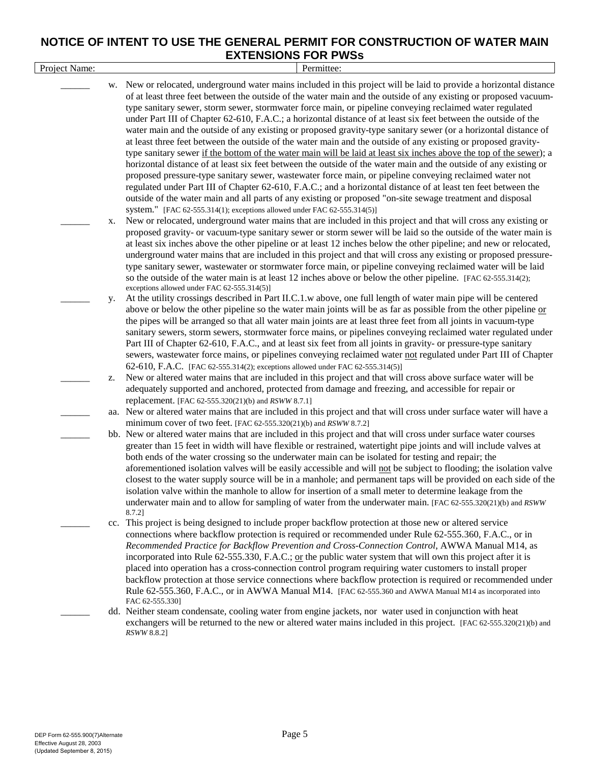# NOTICE OF INTENT TO USE THE GENERAL PERMIT FOR CONSTRUCTION OF WATER MAIN EXTENSIONS FOR PWSs

| Project Name: | Permittee: |
|---|---|

______ w. New or relocated, underground water mains included in this project will be laid to provide a horizontal distance of at least three feet between the outside of the water main and the outside of any existing or proposed vacuum-type sanitary sewer, storm sewer, stormwater force main, or pipeline conveying reclaimed water regulated under Part III of Chapter 62-610, F.A.C.; a horizontal distance of at least six feet between the outside of the water main and the outside of any existing or proposed gravity-type sanitary sewer (or a horizontal distance of at least three feet between the outside of the water main and the outside of any existing or proposed gravity-type sanitary sewer <u>if the bottom of the water main will be laid at least six inches above the top of the sewer</u>); a horizontal distance of at least six feet between the outside of the water main and the outside of any existing or proposed pressure-type sanitary sewer, wastewater force main, or pipeline conveying reclaimed water not regulated under Part III of Chapter 62-610, F.A.C.; and a horizontal distance of at least ten feet between the outside of the water main and all parts of any existing or proposed "on-site sewage treatment and disposal system." [FAC 62-555.314(1); exceptions allowed under FAC 62-555.314(5)]

______ x. New or relocated, underground water mains that are included in this project and that will cross any existing or proposed gravity- or vacuum-type sanitary sewer or storm sewer will be laid so the outside of the water main is at least six inches above the other pipeline or at least 12 inches below the other pipeline; and new or relocated, underground water mains that are included in this project and that will cross any existing or proposed pressure-type sanitary sewer, wastewater or stormwater force main, or pipeline conveying reclaimed water will be laid so the outside of the water main is at least 12 inches above or below the other pipeline. [FAC 62-555.314(2); exceptions allowed under FAC 62-555.314(5)]

______ y. At the utility crossings described in Part II.C.1.w above, one full length of water main pipe will be centered above or below the other pipeline so the water main joints will be as far as possible from the other pipeline <u>or</u> the pipes will be arranged so that all water main joints are at least three feet from all joints in vacuum-type sanitary sewers, storm sewers, stormwater force mains, or pipelines conveying reclaimed water regulated under Part III of Chapter 62-610, F.A.C., and at least six feet from all joints in gravity- or pressure-type sanitary sewers, wastewater force mains, or pipelines conveying reclaimed water <u>not</u> regulated under Part III of Chapter 62-610, F.A.C. [FAC 62-555.314(2); exceptions allowed under FAC 62-555.314(5)]

______ z. New or altered water mains that are included in this project and that will cross above surface water will be adequately supported and anchored, protected from damage and freezing, and accessible for repair or replacement. [FAC 62-555.320(21)(b) and *RSWW* 8.7.1]

______ aa. New or altered water mains that are included in this project and that will cross under surface water will have a minimum cover of two feet. [FAC 62-555.320(21)(b) and *RSWW* 8.7.2]

______ bb. New or altered water mains that are included in this project and that will cross under surface water courses greater than 15 feet in width will have flexible or restrained, watertight pipe joints and will include valves at both ends of the water crossing so the underwater main can be isolated for testing and repair; the aforementioned isolation valves will be easily accessible and will <u>not</u> be subject to flooding; the isolation valve closest to the water supply source will be in a manhole; and permanent taps will be provided on each side of the isolation valve within the manhole to allow for insertion of a small meter to determine leakage from the underwater main and to allow for sampling of water from the underwater main. [FAC 62-555.320(21)(b) and *RSWW* 8.7.2]

______ cc. This project is being designed to include proper backflow protection at those new or altered service connections where backflow protection is required or recommended under Rule 62-555.360, F.A.C., or in *Recommended Practice for Backflow Prevention and Cross-Connection Control*, AWWA Manual M14, as incorporated into Rule 62-555.330, F.A.C.; <u>or</u> the public water system that will own this project after it is placed into operation has a cross-connection control program requiring water customers to install proper backflow protection at those service connections where backflow protection is required or recommended under Rule 62-555.360, F.A.C., or in AWWA Manual M14. [FAC 62-555.360 and AWWA Manual M14 as incorporated into FAC 62-555.330]

______ dd. Neither steam condensate, cooling water from engine jackets, nor water used in conjunction with heat exchangers will be returned to the new or altered water mains included in this project. [FAC 62-555.320(21)(b) and *RSWW* 8.8.2]

DEP Form 62-555.900(7)Alternate
Effective August 28, 2003
(Updated September 8, 2015)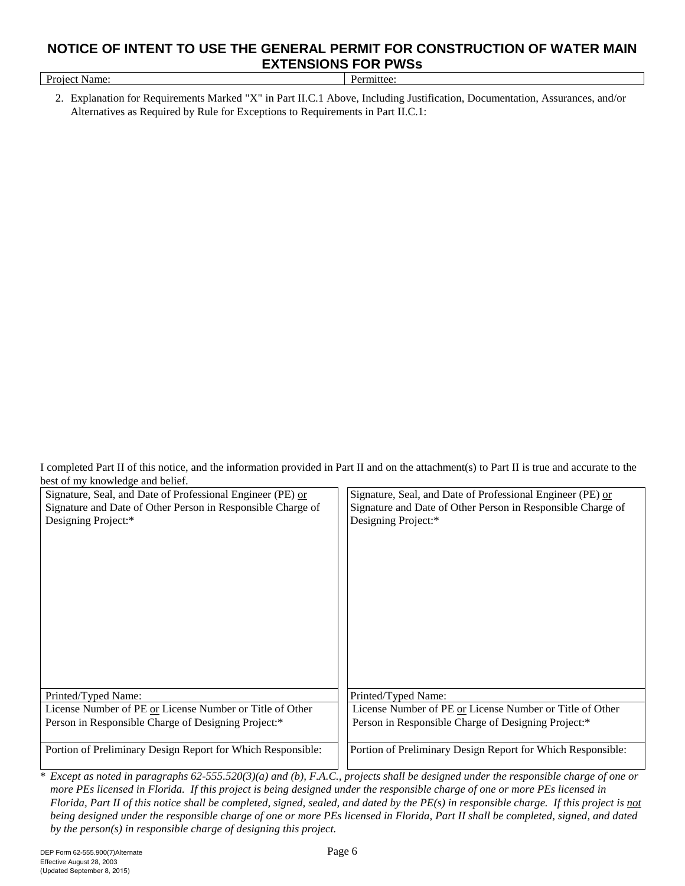# NOTICE OF INTENT TO USE THE GENERAL PERMIT FOR CONSTRUCTION OF WATER MAIN EXTENSIONS FOR PWSs

| Project Name: | Permittee: |
|---|---|

2. Explanation for Requirements Marked "X" in Part II.C.1 Above, Including Justification, Documentation, Assurances, and/or Alternatives as Required by Rule for Exceptions to Requirements in Part II.C.1:

I completed Part II of this notice, and the information provided in Part II and on the attachment(s) to Part II is true and accurate to the best of my knowledge and belief.

| Signature, Seal, and Date of Professional Engineer (PE) <u>or</u> Signature and Date of Other Person in Responsible Charge of Designing Project:* | Signature, Seal, and Date of Professional Engineer (PE) <u>or</u> Signature and Date of Other Person in Responsible Charge of Designing Project:* |
|---|---|
| Printed/Typed Name: | Printed/Typed Name: |
| License Number of PE <u>or</u> License Number or Title of Other Person in Responsible Charge of Designing Project:* | License Number of PE <u>or</u> License Number or Title of Other Person in Responsible Charge of Designing Project:* |
| Portion of Preliminary Design Report for Which Responsible: | Portion of Preliminary Design Report for Which Responsible: |

\* *Except as noted in paragraphs 62-555.520(3)(a) and (b), F.A.C., projects shall be designed under the responsible charge of one or more PEs licensed in Florida. If this project is being designed under the responsible charge of one or more PEs licensed in Florida, Part II of this notice shall be completed, signed, sealed, and dated by the PE(s) in responsible charge. If this project is <u>not</u> being designed under the responsible charge of one or more PEs licensed in Florida, Part II shall be completed, signed, and dated by the person(s) in responsible charge of designing this project.*

DEP Form 62-555.900(7)Alternate
Effective August 28, 2003
(Updated September 8, 2015)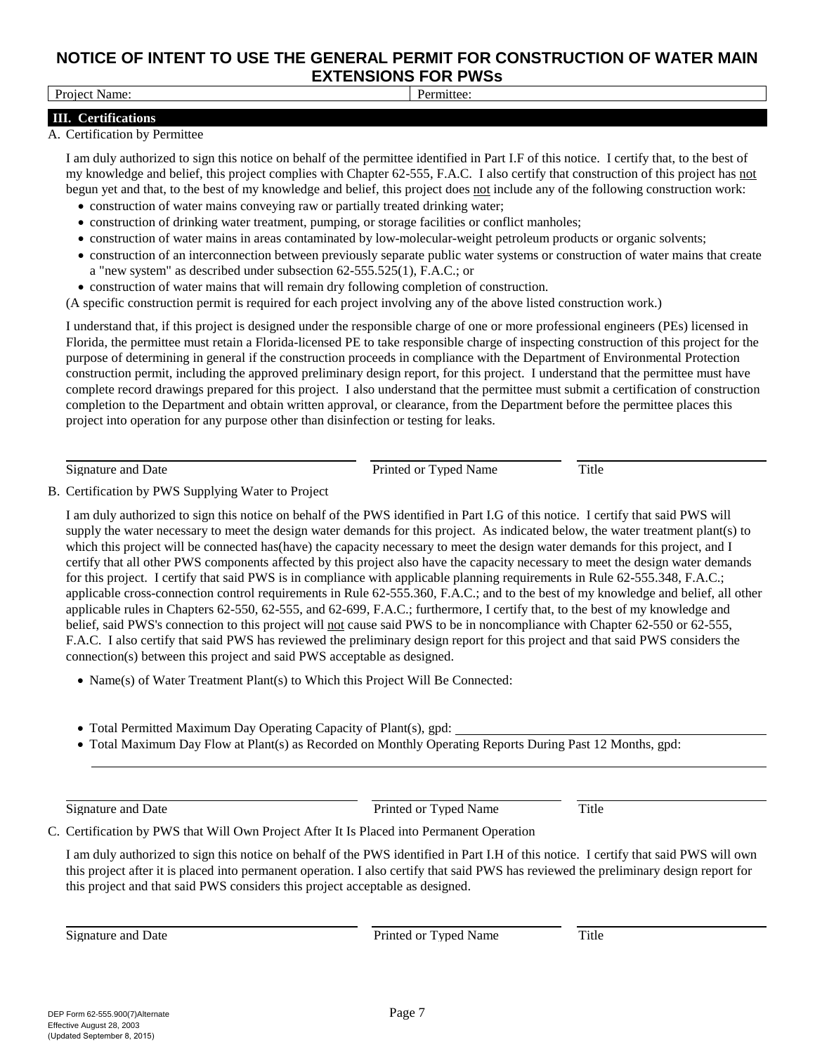# NOTICE OF INTENT TO USE THE GENERAL PERMIT FOR CONSTRUCTION OF WATER MAIN EXTENSIONS FOR PWSs

| Project Name: | Permittee: |
|---|---|

## III. Certifications

A. Certification by Permittee

I am duly authorized to sign this notice on behalf of the permittee identified in Part I.F of this notice. I certify that, to the best of my knowledge and belief, this project complies with Chapter 62-555, F.A.C. I also certify that construction of this project has not begun yet and that, to the best of my knowledge and belief, this project does not include any of the following construction work:

- construction of water mains conveying raw or partially treated drinking water;
- construction of drinking water treatment, pumping, or storage facilities or conflict manholes;
- construction of water mains in areas contaminated by low-molecular-weight petroleum products or organic solvents;
- construction of an interconnection between previously separate public water systems or construction of water mains that create a "new system" as described under subsection 62-555.525(1), F.A.C.; or
- construction of water mains that will remain dry following completion of construction.

(A specific construction permit is required for each project involving any of the above listed construction work.)

I understand that, if this project is designed under the responsible charge of one or more professional engineers (PEs) licensed in Florida, the permittee must retain a Florida-licensed PE to take responsible charge of inspecting construction of this project for the purpose of determining in general if the construction proceeds in compliance with the Department of Environmental Protection construction permit, including the approved preliminary design report, for this project. I understand that the permittee must have complete record drawings prepared for this project. I also understand that the permittee must submit a certification of construction completion to the Department and obtain written approval, or clearance, from the Department before the permittee places this project into operation for any purpose other than disinfection or testing for leaks.

| Signature and Date | Printed or Typed Name | Title |
|---|---|---|

B. Certification by PWS Supplying Water to Project

I am duly authorized to sign this notice on behalf of the PWS identified in Part I.G of this notice. I certify that said PWS will supply the water necessary to meet the design water demands for this project. As indicated below, the water treatment plant(s) to which this project will be connected has(have) the capacity necessary to meet the design water demands for this project, and I certify that all other PWS components affected by this project also have the capacity necessary to meet the design water demands for this project. I certify that said PWS is in compliance with applicable planning requirements in Rule 62-555.348, F.A.C.; applicable cross-connection control requirements in Rule 62-555.360, F.A.C.; and to the best of my knowledge and belief, all other applicable rules in Chapters 62-550, 62-555, and 62-699, F.A.C.; furthermore, I certify that, to the best of my knowledge and belief, said PWS's connection to this project will not cause said PWS to be in noncompliance with Chapter 62-550 or 62-555, F.A.C. I also certify that said PWS has reviewed the preliminary design report for this project and that said PWS considers the connection(s) between this project and said PWS acceptable as designed.

- Name(s) of Water Treatment Plant(s) to Which this Project Will Be Connected:
- Total Permitted Maximum Day Operating Capacity of Plant(s), gpd: ____________________
- Total Maximum Day Flow at Plant(s) as Recorded on Monthly Operating Reports During Past 12 Months, gpd: ____________________

| Signature and Date | Printed or Typed Name | Title |
|---|---|---|

C. Certification by PWS that Will Own Project After It Is Placed into Permanent Operation

I am duly authorized to sign this notice on behalf of the PWS identified in Part I.H of this notice. I certify that said PWS will own this project after it is placed into permanent operation. I also certify that said PWS has reviewed the preliminary design report for this project and that said PWS considers this project acceptable as designed.

| Signature and Date | Printed or Typed Name | Title |
|---|---|---|

DEP Form 62-555.900(7)Alternate
Effective August 28, 2003
(Updated September 8, 2015)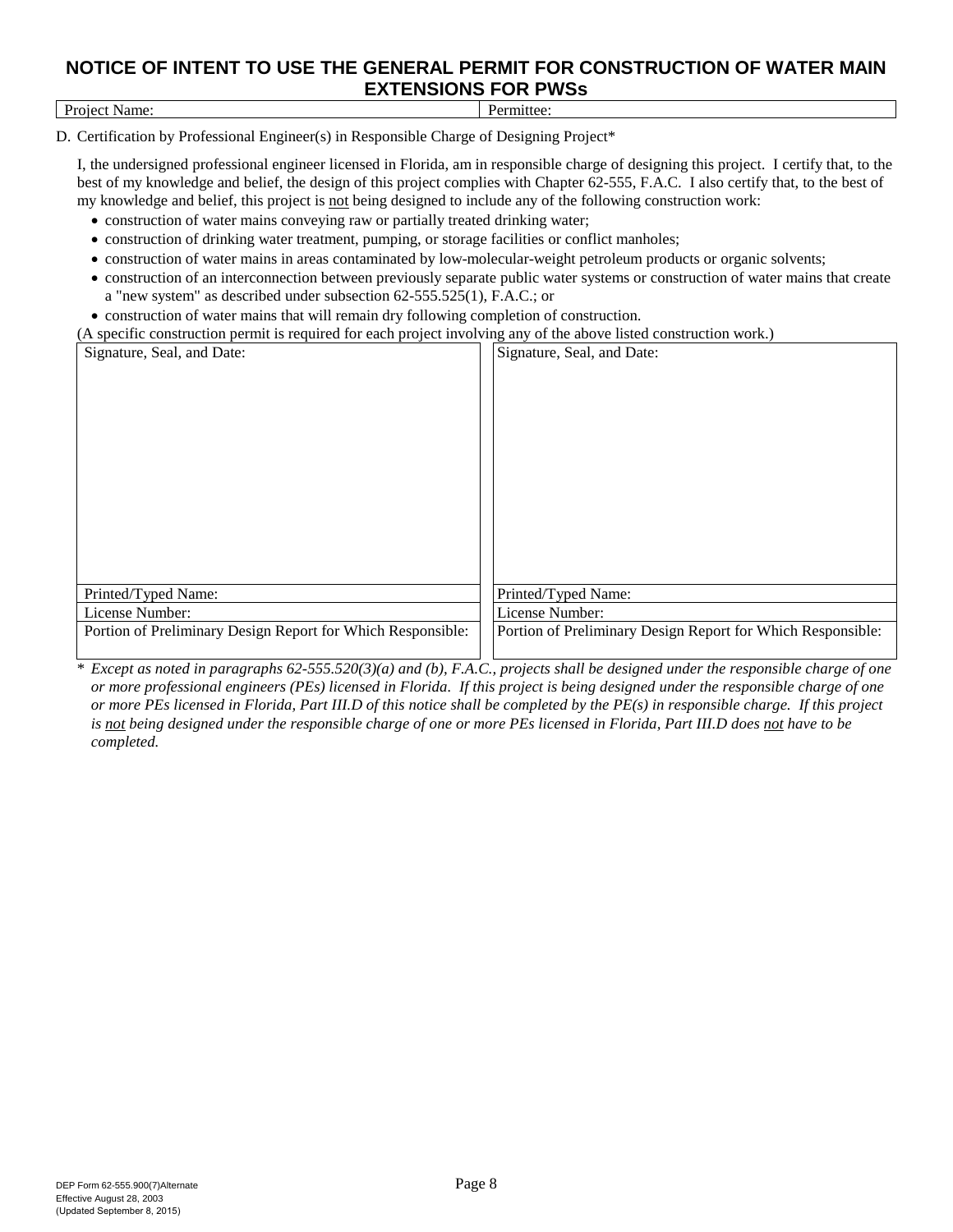# NOTICE OF INTENT TO USE THE GENERAL PERMIT FOR CONSTRUCTION OF WATER MAIN EXTENSIONS FOR PWSs

| Project Name: | Permittee: |
|---|---|

D. Certification by Professional Engineer(s) in Responsible Charge of Designing Project*

I, the undersigned professional engineer licensed in Florida, am in responsible charge of designing this project. I certify that, to the best of my knowledge and belief, the design of this project complies with Chapter 62-555, F.A.C. I also certify that, to the best of my knowledge and belief, this project is not being designed to include any of the following construction work:

- construction of water mains conveying raw or partially treated drinking water;
- construction of drinking water treatment, pumping, or storage facilities or conflict manholes;
- construction of water mains in areas contaminated by low-molecular-weight petroleum products or organic solvents;
- construction of an interconnection between previously separate public water systems or construction of water mains that create a "new system" as described under subsection 62-555.525(1), F.A.C.; or
- construction of water mains that will remain dry following completion of construction.

(A specific construction permit is required for each project involving any of the above listed construction work.)

| Signature, Seal, and Date: | Signature, Seal, and Date: |
|---|---|
| Printed/Typed Name: | Printed/Typed Name: |
| License Number: | License Number: |
| Portion of Preliminary Design Report for Which Responsible: | Portion of Preliminary Design Report for Which Responsible: |

\* *Except as noted in paragraphs 62-555.520(3)(a) and (b), F.A.C., projects shall be designed under the responsible charge of one or more professional engineers (PEs) licensed in Florida. If this project is being designed under the responsible charge of one or more PEs licensed in Florida, Part III.D of this notice shall be completed by the PE(s) in responsible charge. If this project is not being designed under the responsible charge of one or more PEs licensed in Florida, Part III.D does not have to be completed.*

DEP Form 62-555.900(7)Alternate
Effective August 28, 2003
(Updated September 8, 2015)